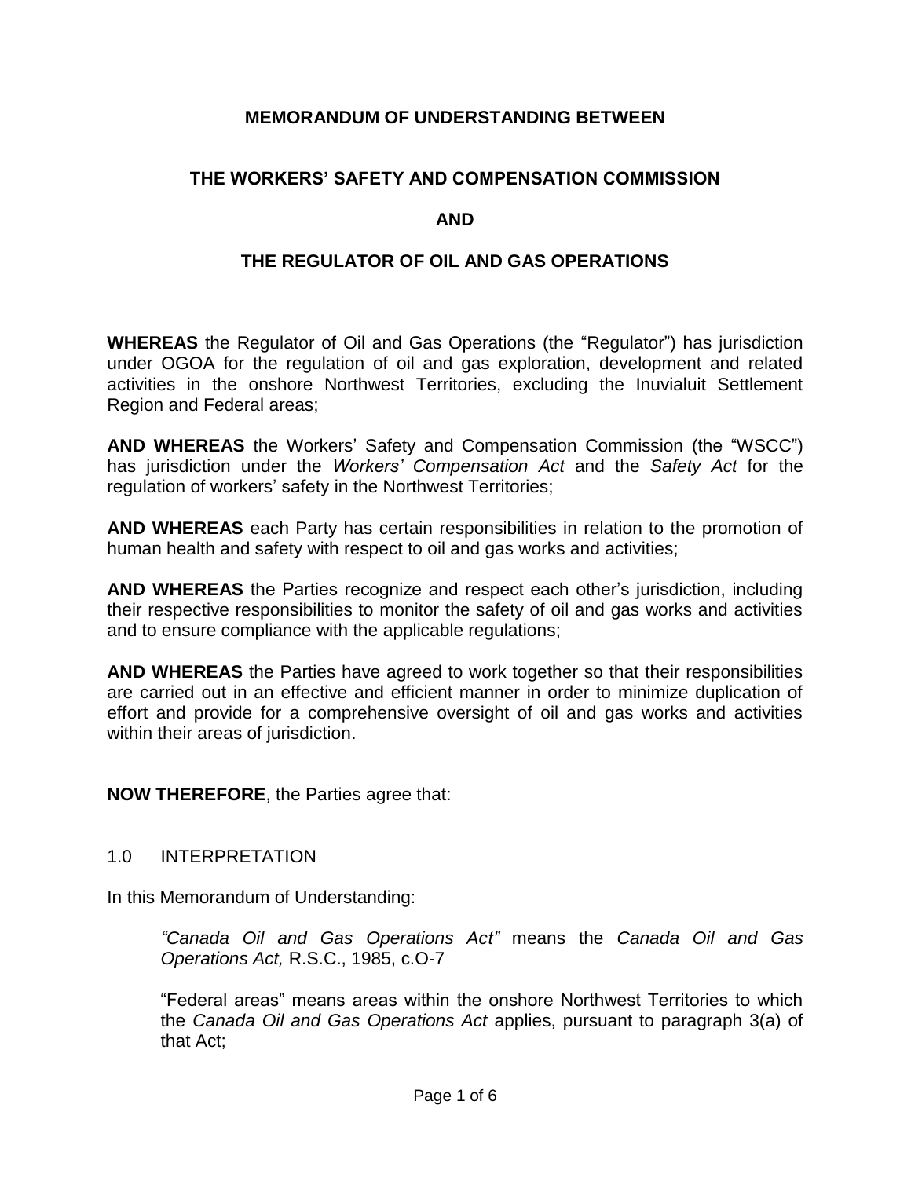**MEMORANDUM OF UNDERSTANDING BETWEEN**

**THE WORKERS' SAFETY AND COMPENSATION COMMISSION**

**AND**

**THE REGULATOR OF OIL AND GAS OPERATIONS**

**WHEREAS** the Regulator of Oil and Gas Operations (the "Regulator") has jurisdiction under OGOA for the regulation of oil and gas exploration, development and related activities in the onshore Northwest Territories, excluding the Inuvialuit Settlement Region and Federal areas;

**AND WHEREAS** the Workers' Safety and Compensation Commission (the "WSCC") has jurisdiction under the *Workers' Compensation Act* and the *Safety Act* for the regulation of workers' safety in the Northwest Territories;

**AND WHEREAS** each Party has certain responsibilities in relation to the promotion of human health and safety with respect to oil and gas works and activities;

**AND WHEREAS** the Parties recognize and respect each other's jurisdiction, including their respective responsibilities to monitor the safety of oil and gas works and activities and to ensure compliance with the applicable regulations;

**AND WHEREAS** the Parties have agreed to work together so that their responsibilities are carried out in an effective and efficient manner in order to minimize duplication of effort and provide for a comprehensive oversight of oil and gas works and activities within their areas of jurisdiction.

**NOW THEREFORE**, the Parties agree that:

1.0 INTERPRETATION

In this Memorandum of Understanding:

> *"Canada Oil and Gas Operations Act"* means the *Canada Oil and Gas Operations Act,* R.S.C., 1985, c.O-7
>
> "Federal areas" means areas within the onshore Northwest Territories to which the *Canada Oil and Gas Operations Act* applies, pursuant to paragraph 3(a) of that Act;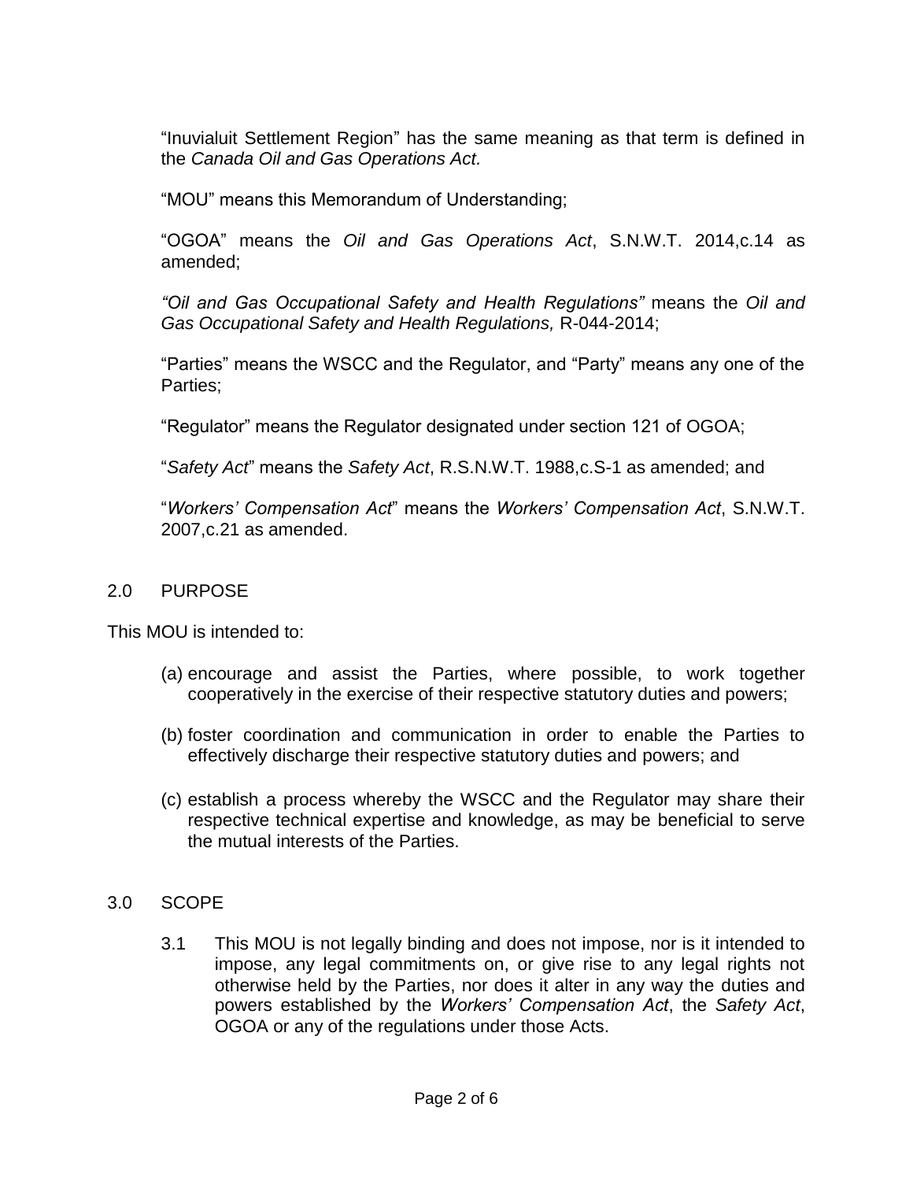"Inuvialuit Settlement Region" has the same meaning as that term is defined in the *Canada Oil and Gas Operations Act.*

"MOU" means this Memorandum of Understanding;

"OGOA" means the *Oil and Gas Operations Act*, S.N.W.T. 2014,c.14 as amended;

*"Oil and Gas Occupational Safety and Health Regulations"* means the *Oil and Gas Occupational Safety and Health Regulations,* R-044-2014;

"Parties" means the WSCC and the Regulator, and "Party" means any one of the Parties;

"Regulator" means the Regulator designated under section 121 of OGOA;

"*Safety Act*" means the *Safety Act*, R.S.N.W.T. 1988,c.S-1 as amended; and

"*Workers' Compensation Act*" means the *Workers' Compensation Act*, S.N.W.T. 2007,c.21 as amended.

## 2.0 PURPOSE

This MOU is intended to:

(a) encourage and assist the Parties, where possible, to work together cooperatively in the exercise of their respective statutory duties and powers;

(b) foster coordination and communication in order to enable the Parties to effectively discharge their respective statutory duties and powers; and

(c) establish a process whereby the WSCC and the Regulator may share their respective technical expertise and knowledge, as may be beneficial to serve the mutual interests of the Parties.

## 3.0 SCOPE

3.1 This MOU is not legally binding and does not impose, nor is it intended to impose, any legal commitments on, or give rise to any legal rights not otherwise held by the Parties, nor does it alter in any way the duties and powers established by the *Workers' Compensation Act*, the *Safety Act*, OGOA or any of the regulations under those Acts.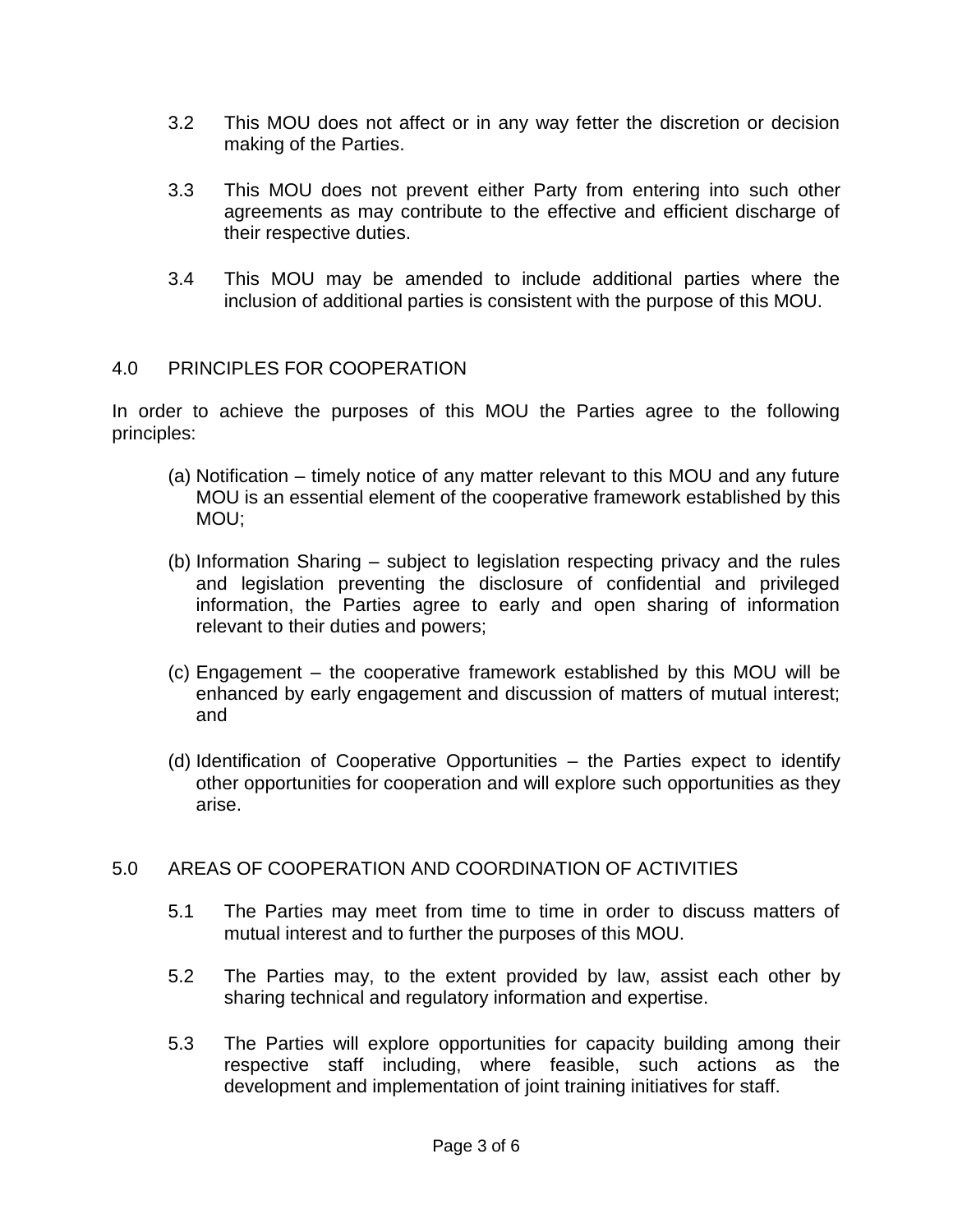3.2 This MOU does not affect or in any way fetter the discretion or decision making of the Parties.

3.3 This MOU does not prevent either Party from entering into such other agreements as may contribute to the effective and efficient discharge of their respective duties.

3.4 This MOU may be amended to include additional parties where the inclusion of additional parties is consistent with the purpose of this MOU.

## 4.0 PRINCIPLES FOR COOPERATION

In order to achieve the purposes of this MOU the Parties agree to the following principles:

(a) Notification – timely notice of any matter relevant to this MOU and any future MOU is an essential element of the cooperative framework established by this MOU;

(b) Information Sharing – subject to legislation respecting privacy and the rules and legislation preventing the disclosure of confidential and privileged information, the Parties agree to early and open sharing of information relevant to their duties and powers;

(c) Engagement – the cooperative framework established by this MOU will be enhanced by early engagement and discussion of matters of mutual interest; and

(d) Identification of Cooperative Opportunities – the Parties expect to identify other opportunities for cooperation and will explore such opportunities as they arise.

## 5.0 AREAS OF COOPERATION AND COORDINATION OF ACTIVITIES

5.1 The Parties may meet from time to time in order to discuss matters of mutual interest and to further the purposes of this MOU.

5.2 The Parties may, to the extent provided by law, assist each other by sharing technical and regulatory information and expertise.

5.3 The Parties will explore opportunities for capacity building among their respective staff including, where feasible, such actions as the development and implementation of joint training initiatives for staff.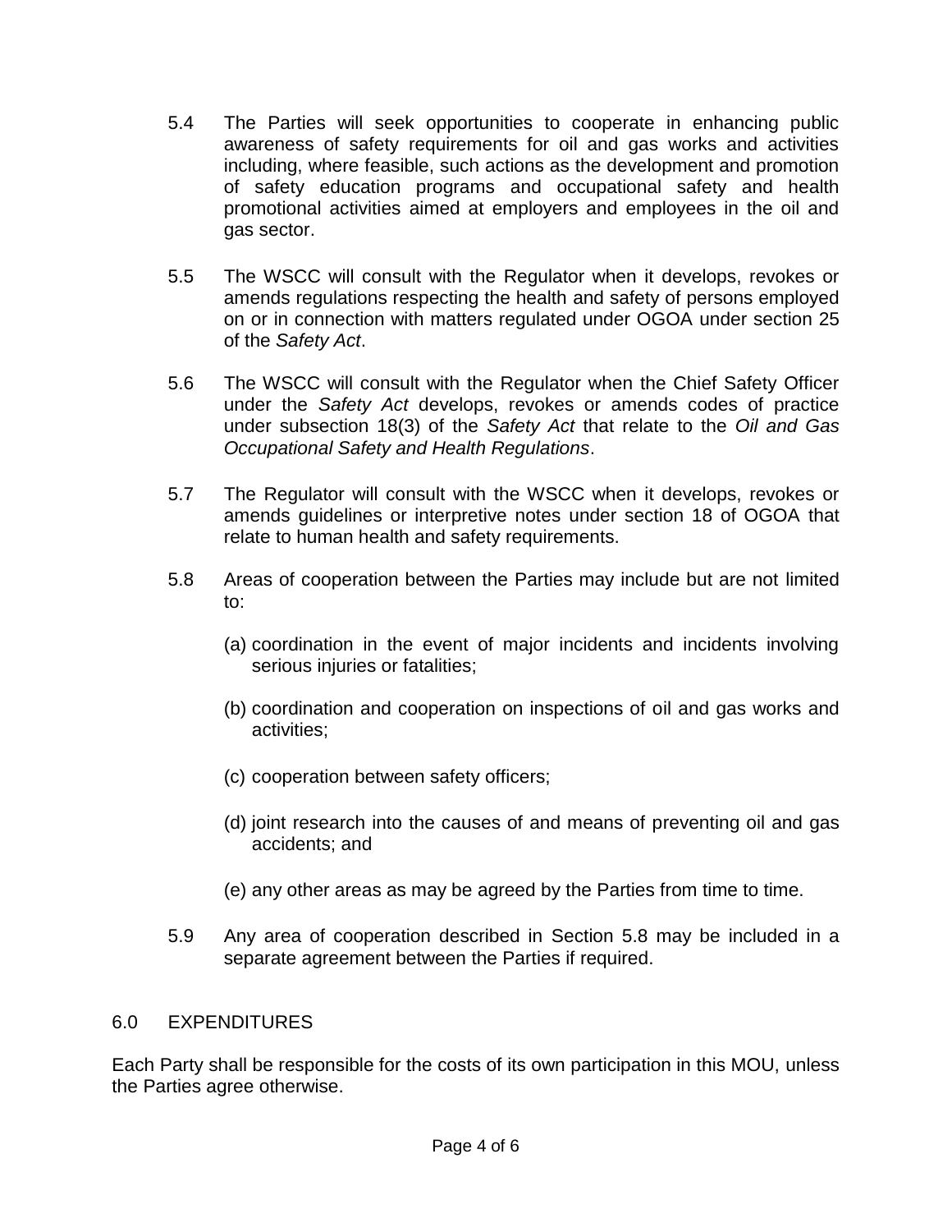5.4 The Parties will seek opportunities to cooperate in enhancing public awareness of safety requirements for oil and gas works and activities including, where feasible, such actions as the development and promotion of safety education programs and occupational safety and health promotional activities aimed at employers and employees in the oil and gas sector.

5.5 The WSCC will consult with the Regulator when it develops, revokes or amends regulations respecting the health and safety of persons employed on or in connection with matters regulated under OGOA under section 25 of the *Safety Act*.

5.6 The WSCC will consult with the Regulator when the Chief Safety Officer under the *Safety Act* develops, revokes or amends codes of practice under subsection 18(3) of the *Safety Act* that relate to the *Oil and Gas Occupational Safety and Health Regulations*.

5.7 The Regulator will consult with the WSCC when it develops, revokes or amends guidelines or interpretive notes under section 18 of OGOA that relate to human health and safety requirements.

5.8 Areas of cooperation between the Parties may include but are not limited to:

(a) coordination in the event of major incidents and incidents involving serious injuries or fatalities;

(b) coordination and cooperation on inspections of oil and gas works and activities;

(c) cooperation between safety officers;

(d) joint research into the causes of and means of preventing oil and gas accidents; and

(e) any other areas as may be agreed by the Parties from time to time.

5.9 Any area of cooperation described in Section 5.8 may be included in a separate agreement between the Parties if required.

## 6.0 EXPENDITURES

Each Party shall be responsible for the costs of its own participation in this MOU, unless the Parties agree otherwise.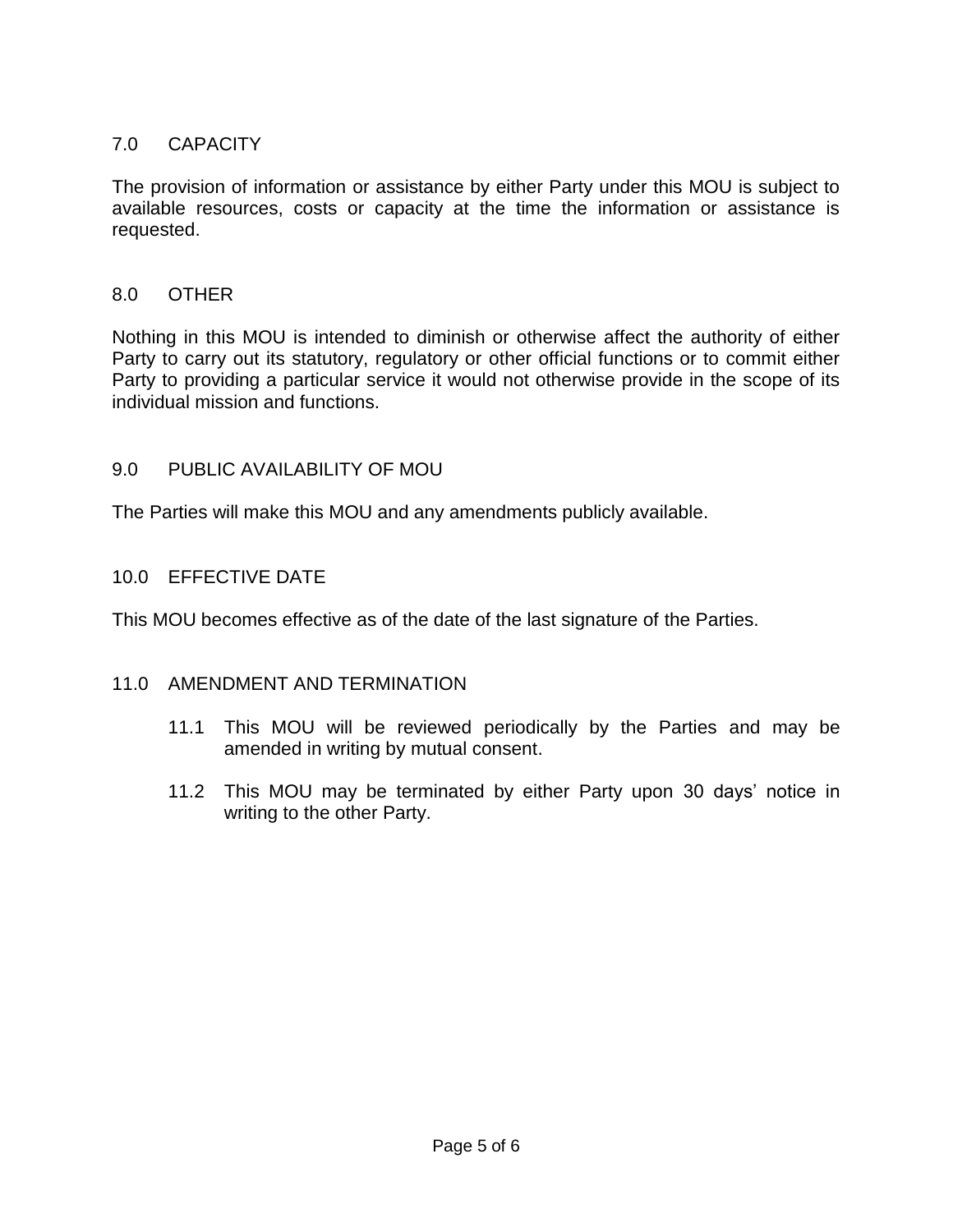## 7.0 CAPACITY

The provision of information or assistance by either Party under this MOU is subject to available resources, costs or capacity at the time the information or assistance is requested.

## 8.0 OTHER

Nothing in this MOU is intended to diminish or otherwise affect the authority of either Party to carry out its statutory, regulatory or other official functions or to commit either Party to providing a particular service it would not otherwise provide in the scope of its individual mission and functions.

## 9.0 PUBLIC AVAILABILITY OF MOU

The Parties will make this MOU and any amendments publicly available.

## 10.0 EFFECTIVE DATE

This MOU becomes effective as of the date of the last signature of the Parties.

## 11.0 AMENDMENT AND TERMINATION

11.1 This MOU will be reviewed periodically by the Parties and may be amended in writing by mutual consent.

11.2 This MOU may be terminated by either Party upon 30 days' notice in writing to the other Party.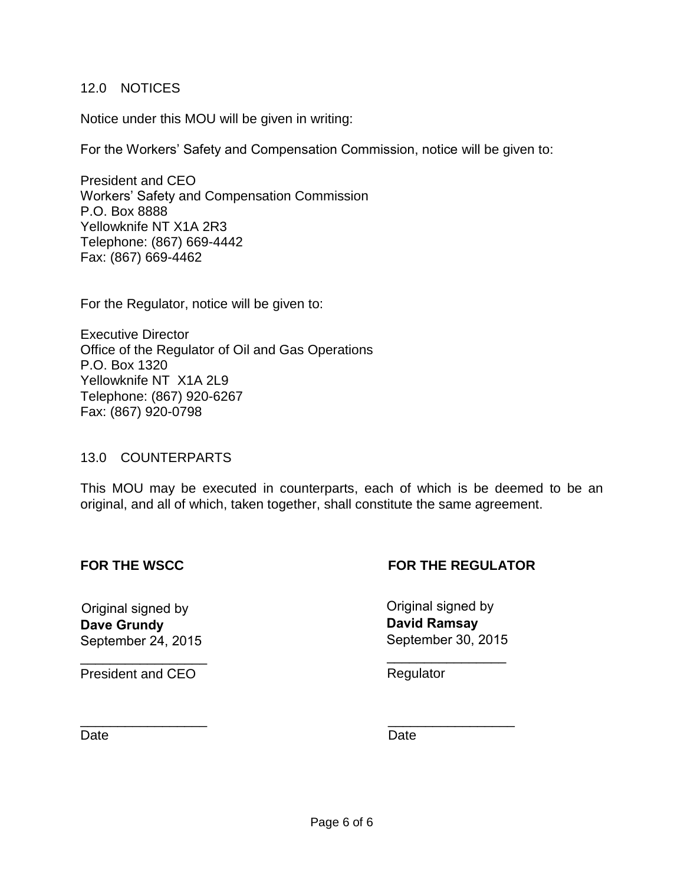## 12.0 NOTICES

Notice under this MOU will be given in writing:

For the Workers' Safety and Compensation Commission, notice will be given to:

President and CEO
Workers' Safety and Compensation Commission
P.O. Box 8888
Yellowknife NT X1A 2R3
Telephone: (867) 669-4442
Fax: (867) 669-4462

For the Regulator, notice will be given to:

Executive Director
Office of the Regulator of Oil and Gas Operations
P.O. Box 1320
Yellowknife NT X1A 2L9
Telephone: (867) 920-6267
Fax: (867) 920-0798

## 13.0 COUNTERPARTS

This MOU may be executed in counterparts, each of which is be deemed to be an original, and all of which, taken together, shall constitute the same agreement.

**FOR THE WSCC**

Original signed by
**Dave Grundy**
September 24, 2015

_________________
President and CEO

_________________
Date

**FOR THE REGULATOR**

Original signed by
**David Ramsay**
September 30, 2015

_________________
Regulator

_________________
Date